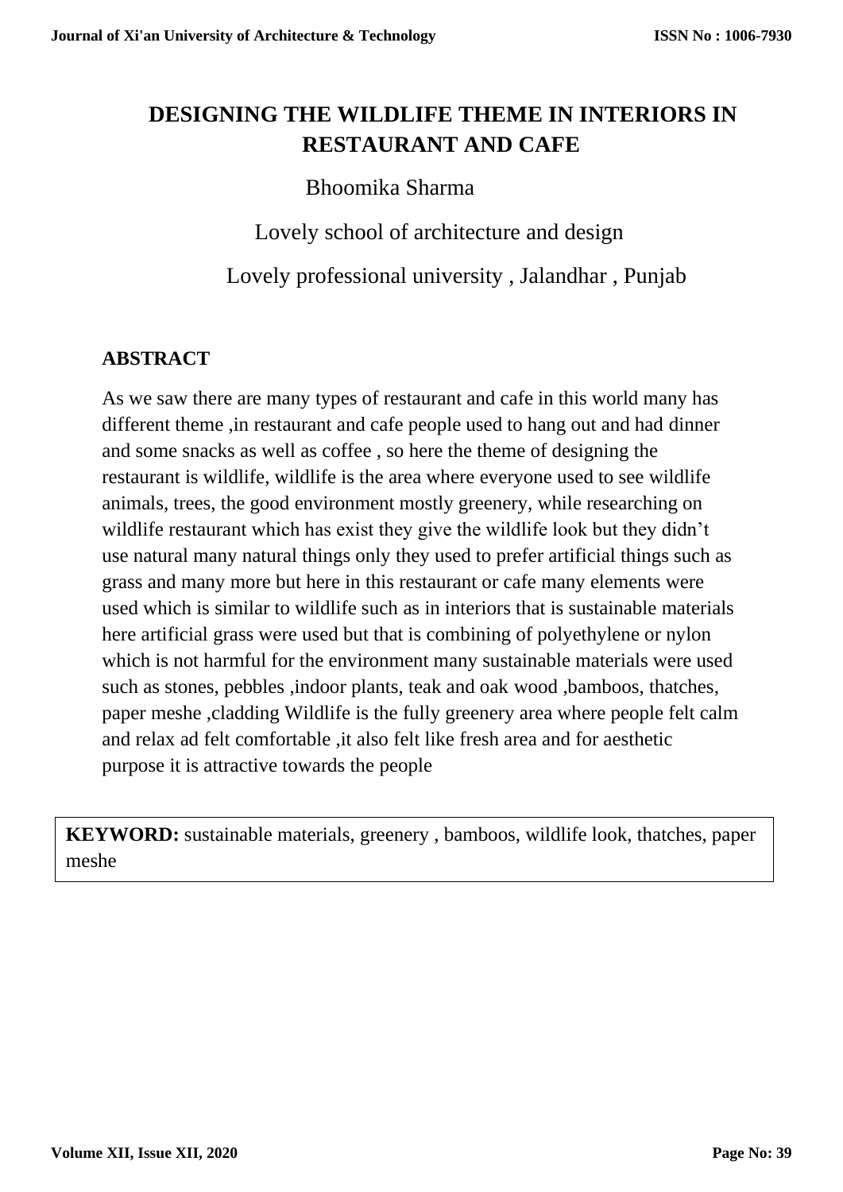# DESIGNING THE WILDLIFE THEME IN INTERIORS IN RESTAURANT AND CAFE

Bhoomika Sharma

Lovely school of architecture and design

Lovely professional university , Jalandhar , Punjab

## ABSTRACT

As we saw there are many types of restaurant and cafe in this world many has different theme ,in restaurant and cafe people used to hang out and had dinner and some snacks as well as coffee , so here the theme of designing the restaurant is wildlife, wildlife is the area where everyone used to see wildlife animals, trees, the good environment mostly greenery, while researching on wildlife restaurant which has exist they give the wildlife look but they didn't use natural many natural things only they used to prefer artificial things such as grass and many more but here in this restaurant or cafe many elements were used which is similar to wildlife such as in interiors that is sustainable materials here artificial grass were used but that is combining of polyethylene or nylon which is not harmful for the environment many sustainable materials were used such as stones, pebbles ,indoor plants, teak and oak wood ,bamboos, thatches, paper meshe ,cladding Wildlife is the fully greenery area where people felt calm and relax ad felt comfortable ,it also felt like fresh area and for aesthetic purpose it is attractive towards the people

**KEYWORD:** sustainable materials, greenery , bamboos, wildlife look, thatches, paper meshe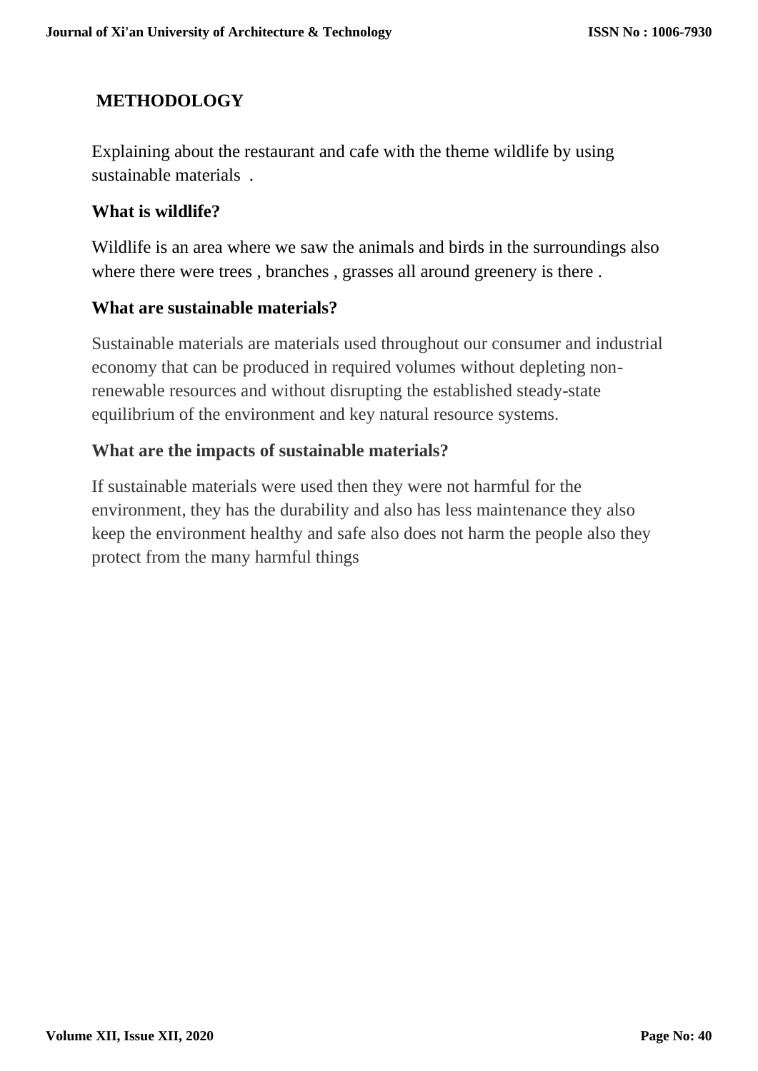## METHODOLOGY

Explaining about the restaurant and cafe with the theme wildlife by using sustainable materials .

### What is wildlife?

Wildlife is an area where we saw the animals and birds in the surroundings also where there were trees , branches , grasses all around greenery is there .

### What are sustainable materials?

Sustainable materials are materials used throughout our consumer and industrial economy that can be produced in required volumes without depleting non-renewable resources and without disrupting the established steady-state equilibrium of the environment and key natural resource systems.

### What are the impacts of sustainable materials?

If sustainable materials were used then they were not harmful for the environment, they has the durability and also has less maintenance they also keep the environment healthy and safe also does not harm the people also they protect from the many harmful things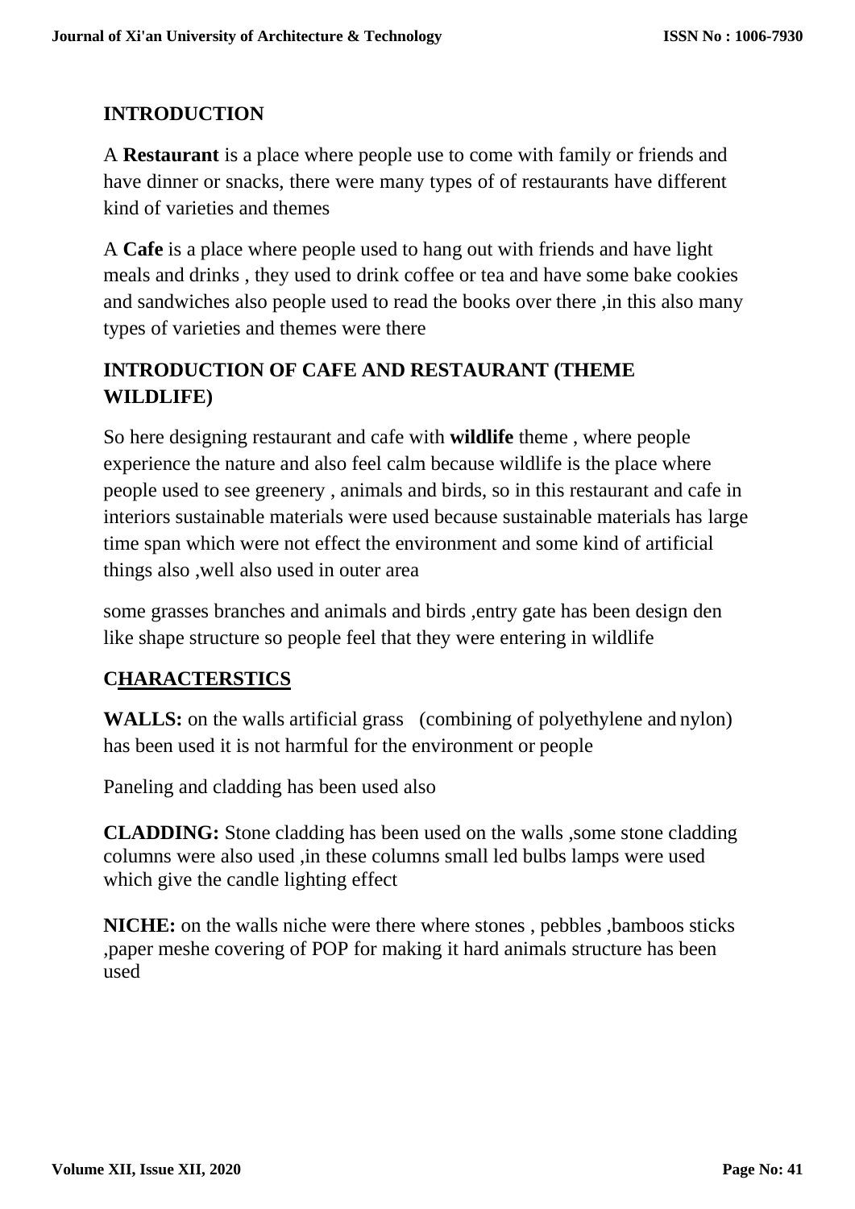## INTRODUCTION

A **Restaurant** is a place where people use to come with family or friends and have dinner or snacks, there were many types of of restaurants have different kind of varieties and themes

A **Cafe** is a place where people used to hang out with friends and have light meals and drinks , they used to drink coffee or tea and have some bake cookies and sandwiches also people used to read the books over there ,in this also many types of varieties and themes were there

## INTRODUCTION OF CAFE AND RESTAURANT (THEME WILDLIFE)

So here designing restaurant and cafe with **wildlife** theme , where people experience the nature and also feel calm because wildlife is the place where people used to see greenery , animals and birds, so in this restaurant and cafe in interiors sustainable materials were used because sustainable materials has large time span which were not effect the environment and some kind of artificial things also ,well also used in outer area

some grasses branches and animals and birds ,entry gate has been design den like shape structure so people feel that they were entering in wildlife

## CHARACTERSTICS

**WALLS:** on the walls artificial grass (combining of polyethylene and nylon) has been used it is not harmful for the environment or people

Paneling and cladding has been used also

**CLADDING:** Stone cladding has been used on the walls ,some stone cladding columns were also used ,in these columns small led bulbs lamps were used which give the candle lighting effect

**NICHE:** on the walls niche were there where stones , pebbles ,bamboos sticks ,paper meshe covering of POP for making it hard animals structure has been used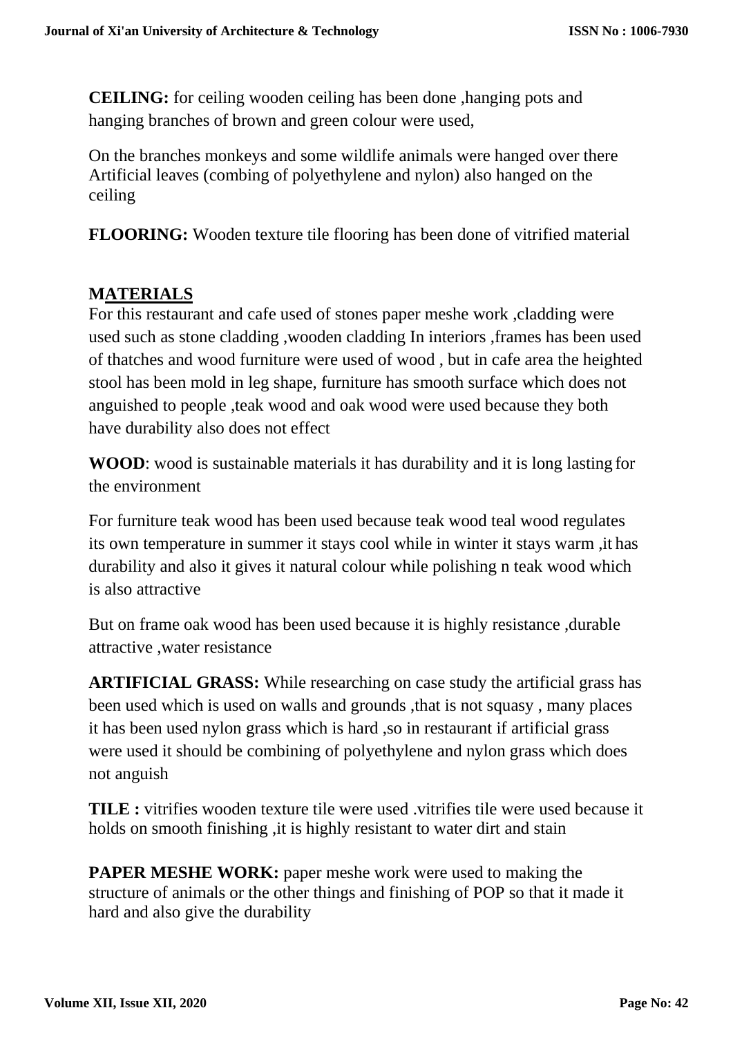**CEILING:** for ceiling wooden ceiling has been done ,hanging pots and hanging branches of brown and green colour were used,

On the branches monkeys and some wildlife animals were hanged over there Artificial leaves (combing of polyethylene and nylon) also hanged on the ceiling

**FLOORING:** Wooden texture tile flooring has been done of vitrified material

## MATERIALS

For this restaurant and cafe used of stones paper meshe work ,cladding were used such as stone cladding ,wooden cladding In interiors ,frames has been used of thatches and wood furniture were used of wood , but in cafe area the heighted stool has been mold in leg shape, furniture has smooth surface which does not anguished to people ,teak wood and oak wood were used because they both have durability also does not effect

**WOOD**: wood is sustainable materials it has durability and it is long lasting for the environment

For furniture teak wood has been used because teak wood teal wood regulates its own temperature in summer it stays cool while in winter it stays warm ,it has durability and also it gives it natural colour while polishing n teak wood which is also attractive

But on frame oak wood has been used because it is highly resistance ,durable attractive ,water resistance

**ARTIFICIAL GRASS:** While researching on case study the artificial grass has been used which is used on walls and grounds ,that is not squasy , many places it has been used nylon grass which is hard ,so in restaurant if artificial grass were used it should be combining of polyethylene and nylon grass which does not anguish

**TILE :** vitrifies wooden texture tile were used .vitrifies tile were used because it holds on smooth finishing ,it is highly resistant to water dirt and stain

**PAPER MESHE WORK:** paper meshe work were used to making the structure of animals or the other things and finishing of POP so that it made it hard and also give the durability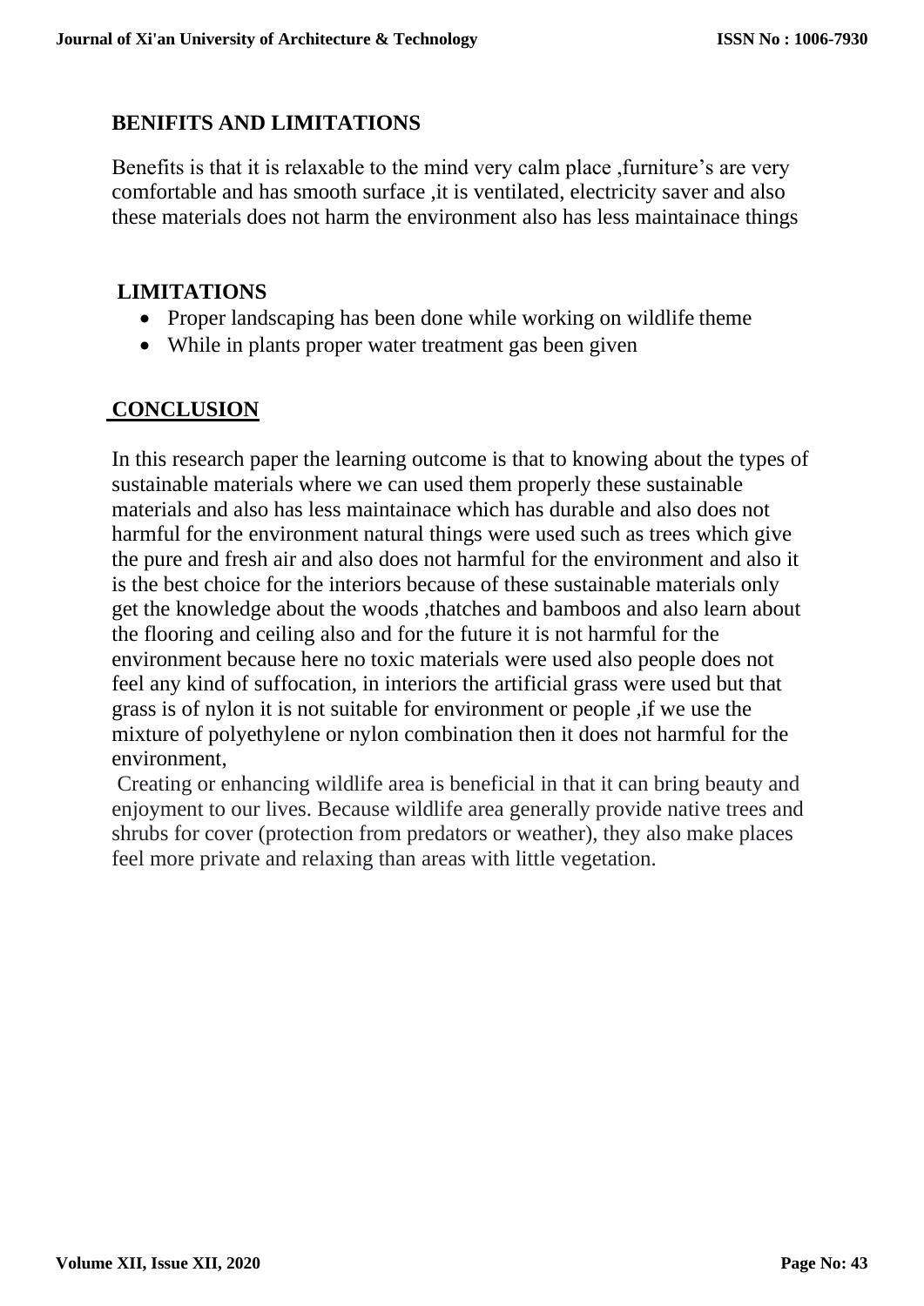## BENIFITS AND LIMITATIONS

Benefits is that it is relaxable to the mind very calm place ,furniture's are very comfortable and has smooth surface ,it is ventilated, electricity saver and also these materials does not harm the environment also has less maintainace things

## LIMITATIONS

- Proper landscaping has been done while working on wildlife theme
- While in plants proper water treatment gas been given

## CONCLUSION

In this research paper the learning outcome is that to knowing about the types of sustainable materials where we can used them properly these sustainable materials and also has less maintainace which has durable and also does not harmful for the environment natural things were used such as trees which give the pure and fresh air and also does not harmful for the environment and also it is the best choice for the interiors because of these sustainable materials only get the knowledge about the woods ,thatches and bamboos and also learn about the flooring and ceiling also and for the future it is not harmful for the environment because here no toxic materials were used also people does not feel any kind of suffocation, in interiors the artificial grass were used but that grass is of nylon it is not suitable for environment or people ,if we use the mixture of polyethylene or nylon combination then it does not harmful for the environment,

Creating or enhancing wildlife area is beneficial in that it can bring beauty and enjoyment to our lives. Because wildlife area generally provide native trees and shrubs for cover (protection from predators or weather), they also make places feel more private and relaxing than areas with little vegetation.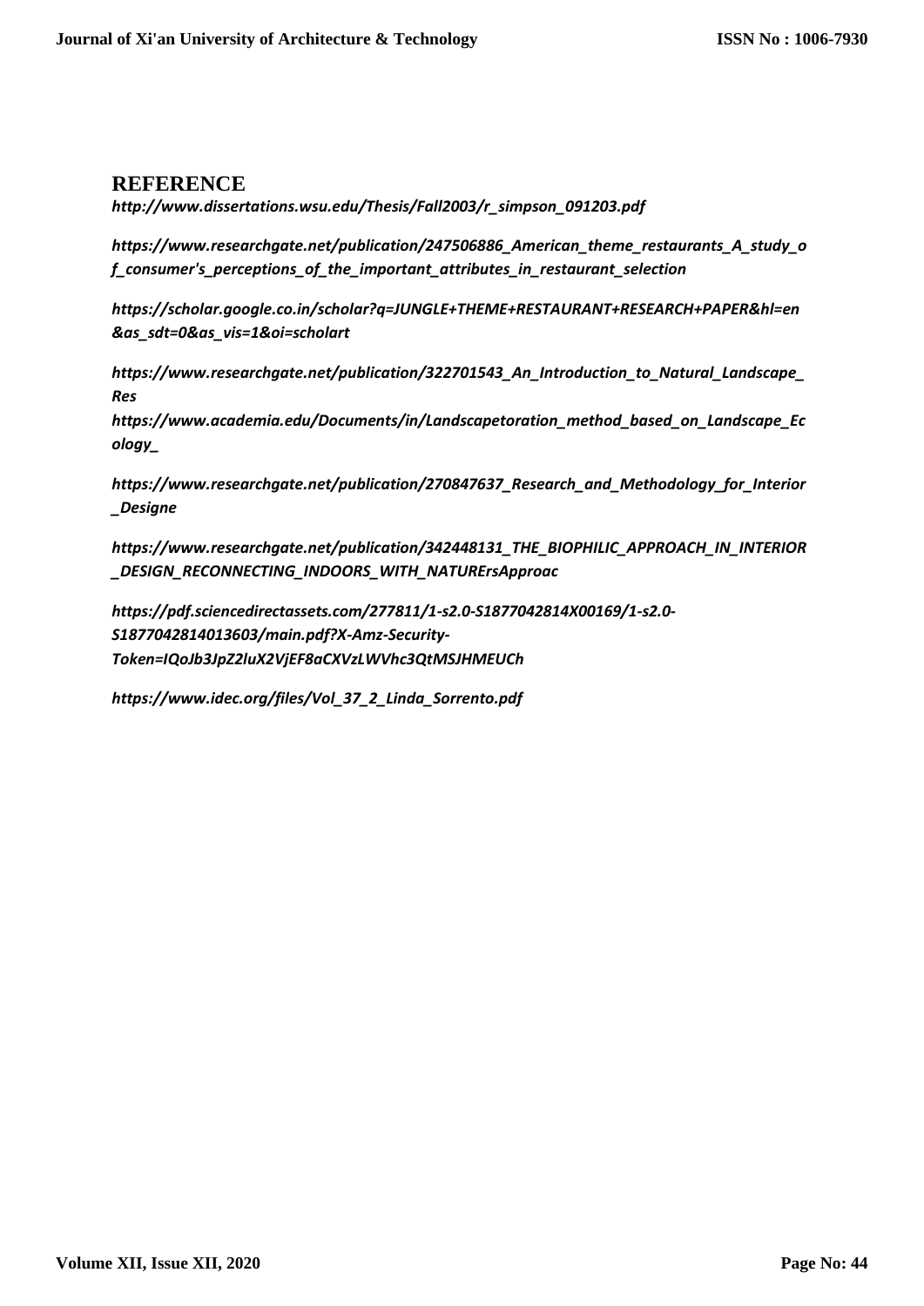## REFERENCE

*http://www.dissertations.wsu.edu/Thesis/Fall2003/r_simpson_091203.pdf*

*https://www.researchgate.net/publication/247506886_American_theme_restaurants_A_study_of_consumer's_perceptions_of_the_important_attributes_in_restaurant_selection*

*https://scholar.google.co.in/scholar?q=JUNGLE+THEME+RESTAURANT+RESEARCH+PAPER&hl=en&as_sdt=0&as_vis=1&oi=scholart*

*https://www.researchgate.net/publication/322701543_An_Introduction_to_Natural_Landscape_Res*

*https://www.academia.edu/Documents/in/Landscapetoration_method_based_on_Landscape_Ecology_*

*https://www.researchgate.net/publication/270847637_Research_and_Methodology_for_Interior_Designe*

*https://www.researchgate.net/publication/342448131_THE_BIOPHILIC_APPROACH_IN_INTERIOR_DESIGN_RECONNECTING_INDOORS_WITH_NATUREsApproac*

*https://pdf.sciencedirectassets.com/277811/1-s2.0-S1877042814X00169/1-s2.0-S1877042814013603/main.pdf?X-Amz-Security-Token=IQoJb3JpZ2luX2VjEF8aCXVzLWVhc3QtMSJHMEUCh*

*https://www.idec.org/files/Vol_37_2_Linda_Sorrento.pdf*